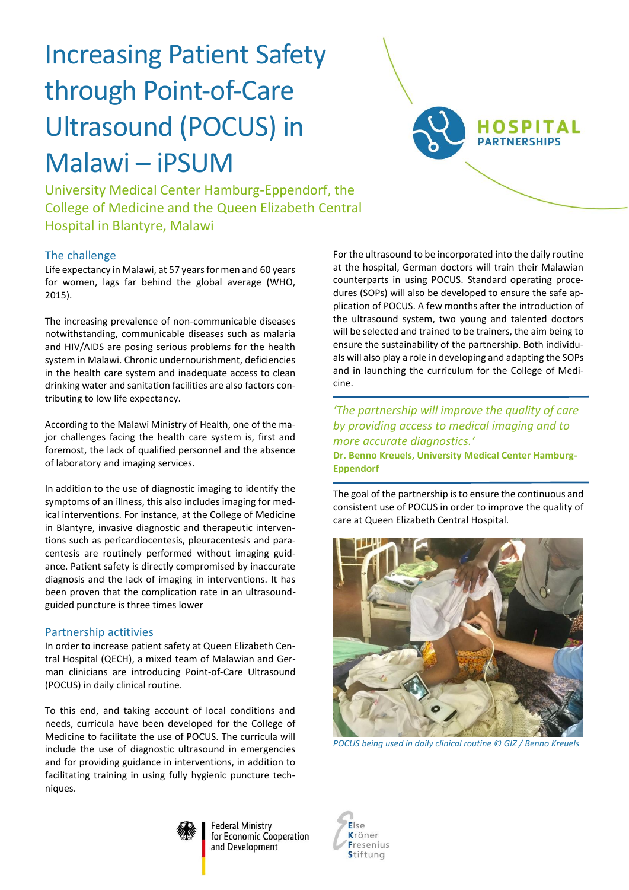# Increasing Patient Safety through Point-of-Care Ultrasound (POCUS) in Malawi – iPSUM

HOSPITAL PARTNERSHIPS

University Medical Center Hamburg-Eppendorf, the College of Medicine and the Queen Elizabeth Central Hospital in Blantyre, Malawi

## The challenge

Life expectancy in Malawi, at 57 years for men and 60 years for women, lags far behind the global average (WHO, 2015).

The increasing prevalence of non-communicable diseases notwithstanding, communicable diseases such as malaria and HIV/AIDS are posing serious problems for the health system in Malawi. Chronic undernourishment, deficiencies in the health care system and inadequate access to clean drinking water and sanitation facilities are also factors contributing to low life expectancy.

According to the Malawi Ministry of Health, one of the major challenges facing the health care system is, first and foremost, the lack of qualified personnel and the absence of laboratory and imaging services.

In addition to the use of diagnostic imaging to identify the symptoms of an illness, this also includes imaging for medical interventions. For instance, at the College of Medicine in Blantyre, invasive diagnostic and therapeutic interventions such as pericardiocentesis, pleuracentesis and paracentesis are routinely performed without imaging guidance. Patient safety is directly compromised by inaccurate diagnosis and the lack of imaging in interventions. It has been proven that the complication rate in an ultrasound-guided puncture is three times lower

## Partnership actitivies

In order to increase patient safety at Queen Elizabeth Central Hospital (QECH), a mixed team of Malawian and German clinicians are introducing Point-of-Care Ultrasound (POCUS) in daily clinical routine.

To this end, and taking account of local conditions and needs, curricula have been developed for the College of Medicine to facilitate the use of POCUS. The curricula will include the use of diagnostic ultrasound in emergencies and for providing guidance in interventions, in addition to facilitating training in using fully hygienic puncture techniques.

For the ultrasound to be incorporated into the daily routine at the hospital, German doctors will train their Malawian counterparts in using POCUS. Standard operating procedures (SOPs) will also be developed to ensure the safe application of POCUS. A few months after the introduction of the ultrasound system, two young and talented doctors will be selected and trained to be trainers, the aim being to ensure the sustainability of the partnership. Both individuals will also play a role in developing and adapting the SOPs and in launching the curriculum for the College of Medicine.

*'The partnership will improve the quality of care by providing access to medical imaging and to more accurate diagnostics.'*

**Dr. Benno Kreuels, University Medical Center Hamburg-Eppendorf**

The goal of the partnership is to ensure the continuous and consistent use of POCUS in order to improve the quality of care at Queen Elizabeth Central Hospital.

*POCUS being used in daily clinical routine © GIZ / Benno Kreuels*

Federal Ministry for Economic Cooperation and Development

Else Kröner Fresenius Stiftung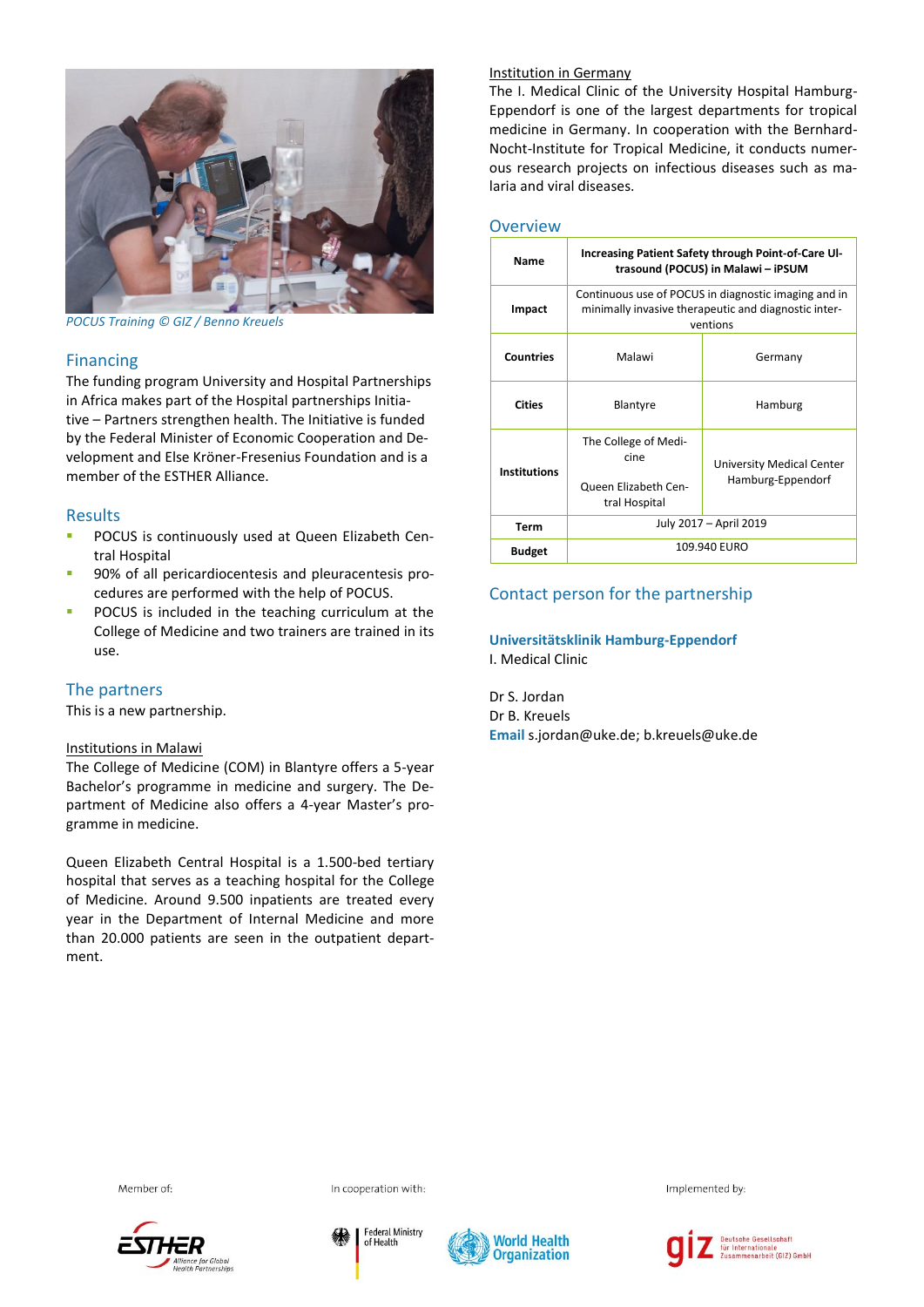*POCUS Training © GIZ / Benno Kreuels*

## Financing

The funding program University and Hospital Partnerships in Africa makes part of the Hospital partnerships Initiative – Partners strengthen health. The Initiative is funded by the Federal Minister of Economic Cooperation and Development and Else Kröner-Fresenius Foundation and is a member of the ESTHER Alliance.

## Results

- POCUS is continuously used at Queen Elizabeth Central Hospital
- 90% of all pericardiocentesis and pleuracentesis procedures are performed with the help of POCUS.
- POCUS is included in the teaching curriculum at the College of Medicine and two trainers are trained in its use.

## The partners

This is a new partnership.

Institutions in Malawi

The College of Medicine (COM) in Blantyre offers a 5-year Bachelor's programme in medicine and surgery. The Department of Medicine also offers a 4-year Master's programme in medicine.

Queen Elizabeth Central Hospital is a 1.500-bed tertiary hospital that serves as a teaching hospital for the College of Medicine. Around 9.500 inpatients are treated every year in the Department of Internal Medicine and more than 20.000 patients are seen in the outpatient department.

Institution in Germany

The I. Medical Clinic of the University Hospital Hamburg-Eppendorf is one of the largest departments for tropical medicine in Germany. In cooperation with the Bernhard-Nocht-Institute for Tropical Medicine, it conducts numerous research projects on infectious diseases such as malaria and viral diseases.

## Overview

| | | |
|---|---|---|
| **Name** | **Increasing Patient Safety through Point-of-Care Ultrasound (POCUS) in Malawi – iPSUM** | |
| **Impact** | Continuous use of POCUS in diagnostic imaging and in minimally invasive therapeutic and diagnostic interventions | |
| **Countries** | Malawi | Germany |
| **Cities** | Blantyre | Hamburg |
| **Institutions** | The College of Medicine<br><br>Queen Elizabeth Central Hospital | University Medical Center Hamburg-Eppendorf |
| **Term** | July 2017 – April 2019 | |
| **Budget** | 109.940 EURO | |

## Contact person for the partnership

**Universitätsklinik Hamburg-Eppendorf**
I. Medical Clinic

Dr S. Jordan
Dr B. Kreuels
**Email** s.jordan@uke.de; b.kreuels@uke.de

Member of: ESTHER Alliance for Global Health Partnerships

In cooperation with: Federal Ministry of Health; World Health Organization

Implemented by: giz Deutsche Gesellschaft für Internationale Zusammenarbeit (GIZ) GmbH